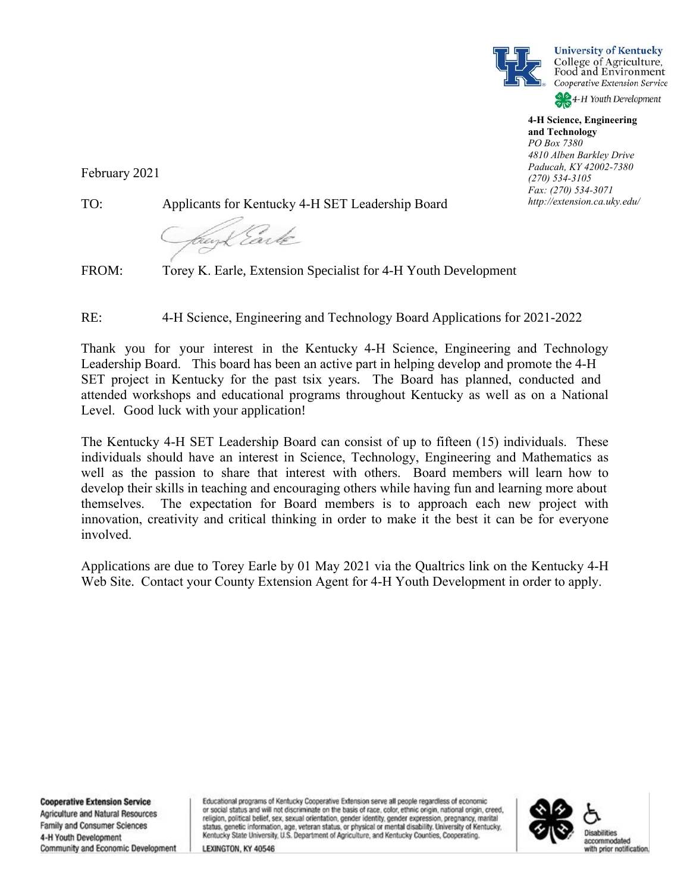University of Kentucky
College of Agriculture, Food and Environment
*Cooperative Extension Service*
*4-H Youth Development*

**4-H Science, Engineering and Technology**
*PO Box 7380*
*4810 Alben Barkley Drive*
*Paducah, KY 42002-7380*
*(270) 534-3105*
*Fax: (270) 534-3071*
*http://extension.ca.uky.edu/*

February 2021

TO: Applicants for Kentucky 4-H SET Leadership Board

FROM: Torey K. Earle, Extension Specialist for 4-H Youth Development

RE: 4-H Science, Engineering and Technology Board Applications for 2021-2022

Thank you for your interest in the Kentucky 4-H Science, Engineering and Technology Leadership Board. This board has been an active part in helping develop and promote the 4-H SET project in Kentucky for the past tsix years. The Board has planned, conducted and attended workshops and educational programs throughout Kentucky as well as on a National Level. Good luck with your application!

The Kentucky 4-H SET Leadership Board can consist of up to fifteen (15) individuals. These individuals should have an interest in Science, Technology, Engineering and Mathematics as well as the passion to share that interest with others. Board members will learn how to develop their skills in teaching and encouraging others while having fun and learning more about themselves. The expectation for Board members is to approach each new project with innovation, creativity and critical thinking in order to make it the best it can be for everyone involved.

Applications are due to Torey Earle by 01 May 2021 via the Qualtrics link on the Kentucky 4-H Web Site. Contact your County Extension Agent for 4-H Youth Development in order to apply.

**Cooperative Extension Service**
Agriculture and Natural Resources
Family and Consumer Sciences
4-H Youth Development
Community and Economic Development

Educational programs of Kentucky Cooperative Extension serve all people regardless of economic or social status and will not discriminate on the basis of race, color, ethnic origin, national origin, creed, religion, political belief, sex, sexual orientation, gender identity, gender expression, pregnancy, marital status, genetic information, age, veteran status, or physical or mental disability. University of Kentucky, Kentucky State University, U.S. Department of Agriculture, and Kentucky Counties, Cooperating.
LEXINGTON, KY 40546

Disabilities accommodated with prior notification.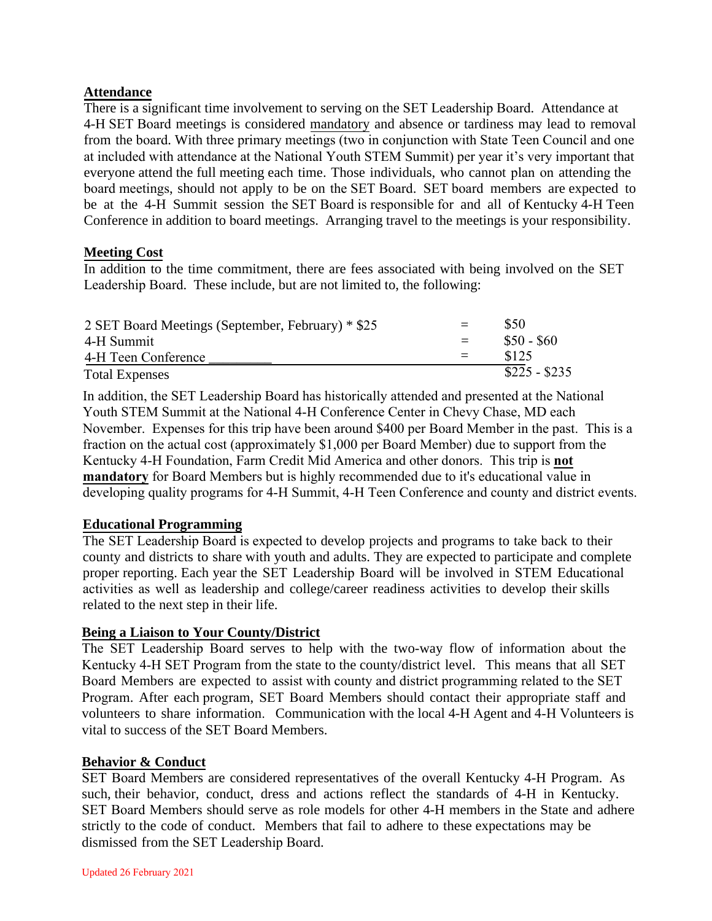**Attendance**

There is a significant time involvement to serving on the SET Leadership Board. Attendance at 4-H SET Board meetings is considered mandatory and absence or tardiness may lead to removal from the board. With three primary meetings (two in conjunction with State Teen Council and one at included with attendance at the National Youth STEM Summit) per year it's very important that everyone attend the full meeting each time. Those individuals, who cannot plan on attending the board meetings, should not apply to be on the SET Board. SET board members are expected to be at the 4-H Summit session the SET Board is responsible for and all of Kentucky 4-H Teen Conference in addition to board meetings. Arranging travel to the meetings is your responsibility.

**Meeting Cost**

In addition to the time commitment, there are fees associated with being involved on the SET Leadership Board. These include, but are not limited to, the following:

| | | |
|---|---|---|
| 2 SET Board Meetings (September, February) * $25 | = | $50 |
| 4-H Summit | = | $50 - $60 |
| 4-H Teen Conference | = | $125 |
| Total Expenses | | $225 - $235 |

In addition, the SET Leadership Board has historically attended and presented at the National Youth STEM Summit at the National 4-H Conference Center in Chevy Chase, MD each November. Expenses for this trip have been around $400 per Board Member in the past. This is a fraction on the actual cost (approximately $1,000 per Board Member) due to support from the Kentucky 4-H Foundation, Farm Credit Mid America and other donors. This trip is **not mandatory** for Board Members but is highly recommended due to it's educational value in developing quality programs for 4-H Summit, 4-H Teen Conference and county and district events.

**Educational Programming**

The SET Leadership Board is expected to develop projects and programs to take back to their county and districts to share with youth and adults. They are expected to participate and complete proper reporting. Each year the SET Leadership Board will be involved in STEM Educational activities as well as leadership and college/career readiness activities to develop their skills related to the next step in their life.

**Being a Liaison to Your County/District**

The SET Leadership Board serves to help with the two-way flow of information about the Kentucky 4-H SET Program from the state to the county/district level. This means that all SET Board Members are expected to assist with county and district programming related to the SET Program. After each program, SET Board Members should contact their appropriate staff and volunteers to share information. Communication with the local 4-H Agent and 4-H Volunteers is vital to success of the SET Board Members.

**Behavior & Conduct**

SET Board Members are considered representatives of the overall Kentucky 4-H Program. As such, their behavior, conduct, dress and actions reflect the standards of 4-H in Kentucky. SET Board Members should serve as role models for other 4-H members in the State and adhere strictly to the code of conduct. Members that fail to adhere to these expectations may be dismissed from the SET Leadership Board.

Updated 26 February 2021